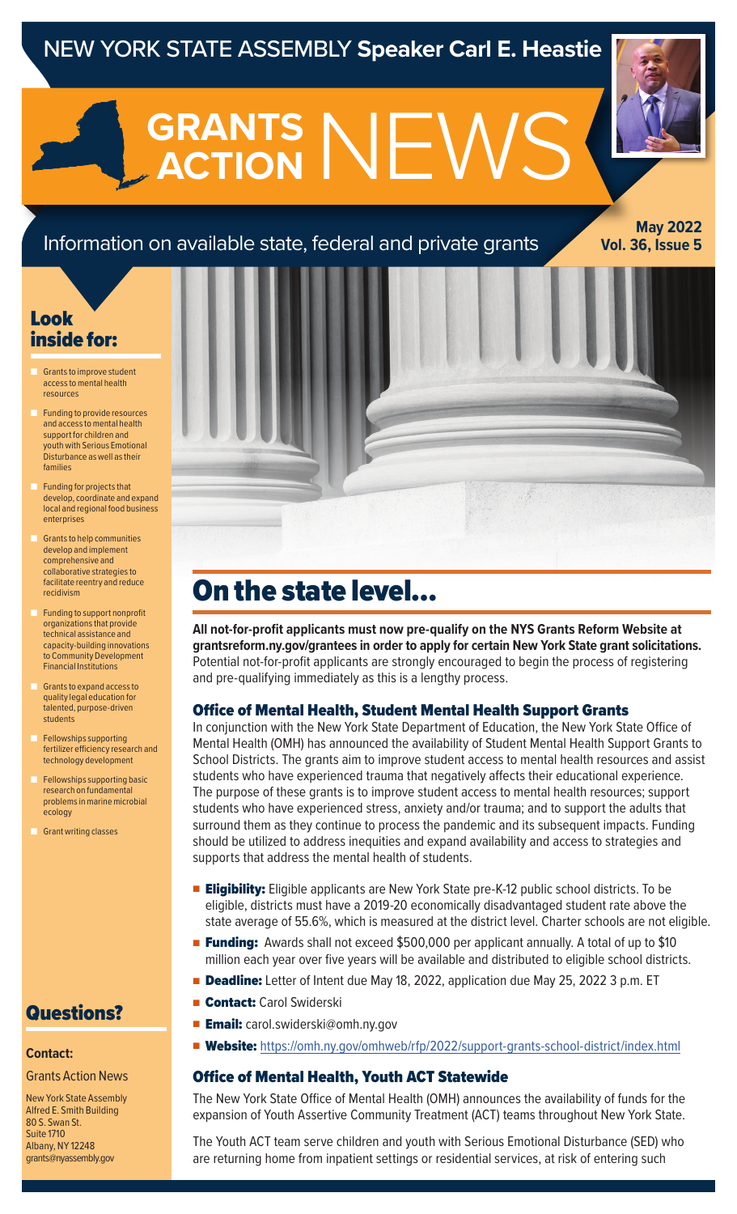# NEW YORK STATE ASSEMBLY **Speaker Carl E. Heastie**

# GRANTS ACTION NEWS

Information on available state, federal and private grants

**May 2022**
**Vol. 36, Issue 5**

## Look inside for:

- Grants to improve student access to mental health resources
- Funding to provide resources and access to mental health support for children and youth with Serious Emotional Disturbance as well as their families
- Funding for projects that develop, coordinate and expand local and regional food business enterprises
- Grants to help communities develop and implement comprehensive and collaborative strategies to facilitate reentry and reduce recidivism
- Funding to support nonprofit organizations that provide technical assistance and capacity-building innovations to Community Development Financial Institutions
- Grants to expand access to quality legal education for talented, purpose-driven students
- Fellowships supporting fertilizer efficiency research and technology development
- Fellowships supporting basic research on fundamental problems in marine microbial ecology
- Grant writing classes

## Questions?

**Contact:**

Grants Action News

New York State Assembly
Alfred E. Smith Building
80 S. Swan St.
Suite 1710
Albany, NY 12248
grants@nyassembly.gov

# On the state level...

**All not-for-profit applicants must now pre-qualify on the NYS Grants Reform Website at grantsreform.ny.gov/grantees in order to apply for certain New York State grant solicitations.** Potential not-for-profit applicants are strongly encouraged to begin the process of registering and pre-qualifying immediately as this is a lengthy process.

### Office of Mental Health, Student Mental Health Support Grants

In conjunction with the New York State Department of Education, the New York State Office of Mental Health (OMH) has announced the availability of Student Mental Health Support Grants to School Districts. The grants aim to improve student access to mental health resources and assist students who have experienced trauma that negatively affects their educational experience. The purpose of these grants is to improve student access to mental health resources; support students who have experienced stress, anxiety and/or trauma; and to support the adults that surround them as they continue to process the pandemic and its subsequent impacts. Funding should be utilized to address inequities and expand availability and access to strategies and supports that address the mental health of students.

- **Eligibility:** Eligible applicants are New York State pre-K-12 public school districts. To be eligible, districts must have a 2019-20 economically disadvantaged student rate above the state average of 55.6%, which is measured at the district level. Charter schools are not eligible.
- **Funding:** Awards shall not exceed $500,000 per applicant annually. A total of up to $10 million each year over five years will be available and distributed to eligible school districts.
- **Deadline:** Letter of Intent due May 18, 2022, application due May 25, 2022 3 p.m. ET
- **Contact:** Carol Swiderski
- **Email:** carol.swiderski@omh.ny.gov
- **Website:** https://omh.ny.gov/omhweb/rfp/2022/support-grants-school-district/index.html

### Office of Mental Health, Youth ACT Statewide

The New York State Office of Mental Health (OMH) announces the availability of funds for the expansion of Youth Assertive Community Treatment (ACT) teams throughout New York State.

The Youth ACT team serve children and youth with Serious Emotional Disturbance (SED) who are returning home from inpatient settings or residential services, at risk of entering such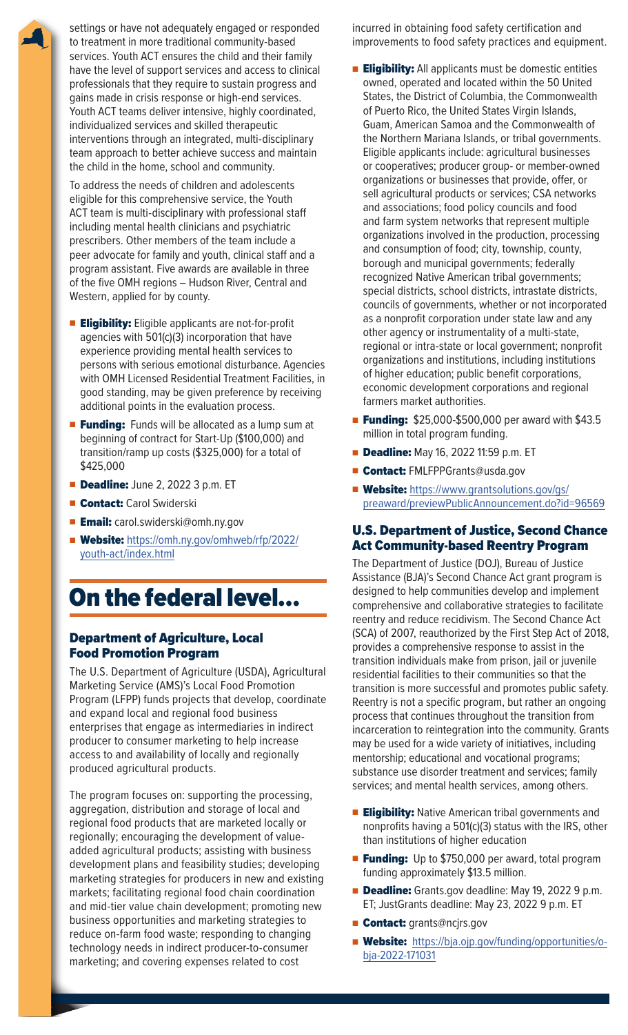settings or have not adequately engaged or responded to treatment in more traditional community-based services. Youth ACT ensures the child and their family have the level of support services and access to clinical professionals that they require to sustain progress and gains made in crisis response or high-end services. Youth ACT teams deliver intensive, highly coordinated, individualized services and skilled therapeutic interventions through an integrated, multi-disciplinary team approach to better achieve success and maintain the child in the home, school and community.

To address the needs of children and adolescents eligible for this comprehensive service, the Youth ACT team is multi-disciplinary with professional staff including mental health clinicians and psychiatric prescribers. Other members of the team include a peer advocate for family and youth, clinical staff and a program assistant. Five awards are available in three of the five OMH regions – Hudson River, Central and Western, applied for by county.

- **Eligibility:** Eligible applicants are not-for-profit agencies with 501(c)(3) incorporation that have experience providing mental health services to persons with serious emotional disturbance. Agencies with OMH Licensed Residential Treatment Facilities, in good standing, may be given preference by receiving additional points in the evaluation process.
- **Funding:** Funds will be allocated as a lump sum at beginning of contract for Start-Up ($100,000) and transition/ramp up costs ($325,000) for a total of $425,000
- **Deadline:** June 2, 2022 3 p.m. ET
- **Contact:** Carol Swiderski
- **Email:** carol.swiderski@omh.ny.gov
- **Website:** https://omh.ny.gov/omhweb/rfp/2022/youth-act/index.html

# On the federal level...

### Department of Agriculture, Local Food Promotion Program

The U.S. Department of Agriculture (USDA), Agricultural Marketing Service (AMS)'s Local Food Promotion Program (LFPP) funds projects that develop, coordinate and expand local and regional food business enterprises that engage as intermediaries in indirect producer to consumer marketing to help increase access to and availability of locally and regionally produced agricultural products.

The program focuses on: supporting the processing, aggregation, distribution and storage of local and regional food products that are marketed locally or regionally; encouraging the development of value-added agricultural products; assisting with business development plans and feasibility studies; developing marketing strategies for producers in new and existing markets; facilitating regional food chain coordination and mid-tier value chain development; promoting new business opportunities and marketing strategies to reduce on-farm food waste; responding to changing technology needs in indirect producer-to-consumer marketing; and covering expenses related to cost incurred in obtaining food safety certification and improvements to food safety practices and equipment.

- **Eligibility:** All applicants must be domestic entities owned, operated and located within the 50 United States, the District of Columbia, the Commonwealth of Puerto Rico, the United States Virgin Islands, Guam, American Samoa and the Commonwealth of the Northern Mariana Islands, or tribal governments. Eligible applicants include: agricultural businesses or cooperatives; producer group- or member-owned organizations or businesses that provide, offer, or sell agricultural products or services; CSA networks and associations; food policy councils and food and farm system networks that represent multiple organizations involved in the production, processing and consumption of food; city, township, county, borough and municipal governments; federally recognized Native American tribal governments; special districts, school districts, intrastate districts, councils of governments, whether or not incorporated as a nonprofit corporation under state law and any other agency or instrumentality of a multi-state, regional or intra-state or local government; nonprofit organizations and institutions, including institutions of higher education; public benefit corporations, economic development corporations and regional farmers market authorities.
- **Funding:** $25,000-$500,000 per award with $43.5 million in total program funding.
- **Deadline:** May 16, 2022 11:59 p.m. ET
- **Contact:** FMLFPPGrants@usda.gov
- **Website:** https://www.grantsolutions.gov/gs/preaward/previewPublicAnnouncement.do?id=96569

### U.S. Department of Justice, Second Chance Act Community-based Reentry Program

The Department of Justice (DOJ), Bureau of Justice Assistance (BJA)'s Second Chance Act grant program is designed to help communities develop and implement comprehensive and collaborative strategies to facilitate reentry and reduce recidivism. The Second Chance Act (SCA) of 2007, reauthorized by the First Step Act of 2018, provides a comprehensive response to assist in the transition individuals make from prison, jail or juvenile residential facilities to their communities so that the transition is more successful and promotes public safety. Reentry is not a specific program, but rather an ongoing process that continues throughout the transition from incarceration to reintegration into the community. Grants may be used for a wide variety of initiatives, including mentorship; educational and vocational programs; substance use disorder treatment and services; family services; and mental health services, among others.

- **Eligibility:** Native American tribal governments and nonprofits having a 501(c)(3) status with the IRS, other than institutions of higher education
- **Funding:** Up to $750,000 per award, total program funding approximately $13.5 million.
- **Deadline:** Grants.gov deadline: May 19, 2022 9 p.m. ET; JustGrants deadline: May 23, 2022 9 p.m. ET
- **Contact:** grants@ncjrs.gov
- **Website:** https://bja.ojp.gov/funding/opportunities/o-bja-2022-171031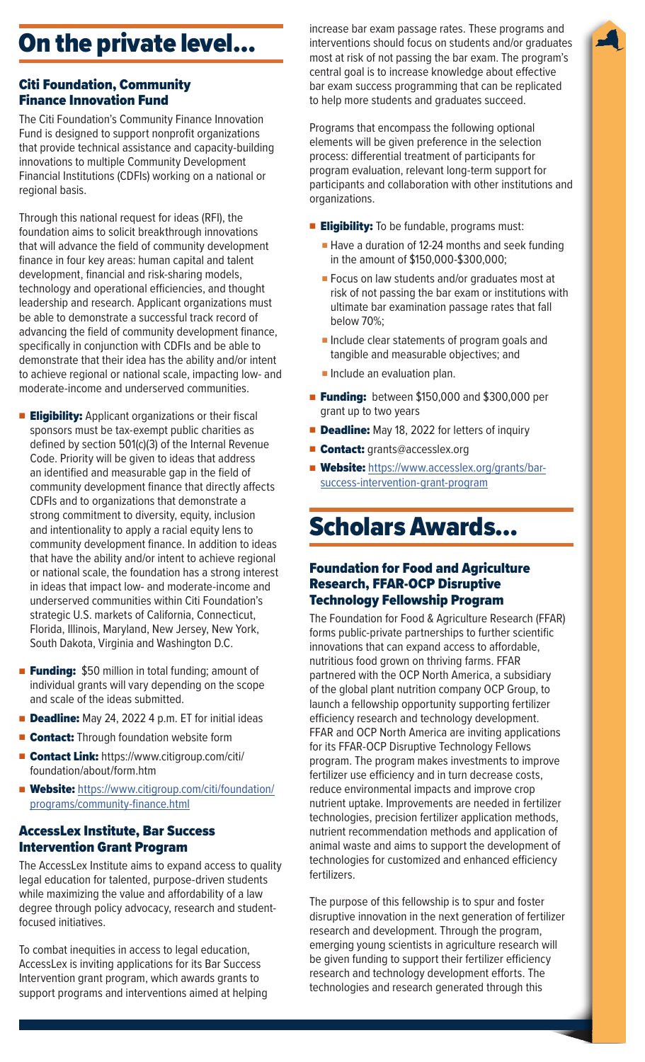# On the private level...

### Citi Foundation, Community Finance Innovation Fund

The Citi Foundation's Community Finance Innovation Fund is designed to support nonprofit organizations that provide technical assistance and capacity-building innovations to multiple Community Development Financial Institutions (CDFIs) working on a national or regional basis.

Through this national request for ideas (RFI), the foundation aims to solicit breakthrough innovations that will advance the field of community development finance in four key areas: human capital and talent development, financial and risk-sharing models, technology and operational efficiencies, and thought leadership and research. Applicant organizations must be able to demonstrate a successful track record of advancing the field of community development finance, specifically in conjunction with CDFIs and be able to demonstrate that their idea has the ability and/or intent to achieve regional or national scale, impacting low- and moderate-income and underserved communities.

- **Eligibility:** Applicant organizations or their fiscal sponsors must be tax-exempt public charities as defined by section 501(c)(3) of the Internal Revenue Code. Priority will be given to ideas that address an identified and measurable gap in the field of community development finance that directly affects CDFIs and to organizations that demonstrate a strong commitment to diversity, equity, inclusion and intentionality to apply a racial equity lens to community development finance. In addition to ideas that have the ability and/or intent to achieve regional or national scale, the foundation has a strong interest in ideas that impact low- and moderate-income and underserved communities within Citi Foundation's strategic U.S. markets of California, Connecticut, Florida, Illinois, Maryland, New Jersey, New York, South Dakota, Virginia and Washington D.C.
- **Funding:** $50 million in total funding; amount of individual grants will vary depending on the scope and scale of the ideas submitted.
- **Deadline:** May 24, 2022 4 p.m. ET for initial ideas
- **Contact:** Through foundation website form
- **Contact Link:** https://www.citigroup.com/citi/foundation/about/form.htm
- **Website:** https://www.citigroup.com/citi/foundation/programs/community-finance.html

### AccessLex Institute, Bar Success Intervention Grant Program

The AccessLex Institute aims to expand access to quality legal education for talented, purpose-driven students while maximizing the value and affordability of a law degree through policy advocacy, research and student-focused initiatives.

To combat inequities in access to legal education, AccessLex is inviting applications for its Bar Success Intervention grant program, which awards grants to support programs and interventions aimed at helping increase bar exam passage rates. These programs and interventions should focus on students and/or graduates most at risk of not passing the bar exam. The program's central goal is to increase knowledge about effective bar exam success programming that can be replicated to help more students and graduates succeed.

Programs that encompass the following optional elements will be given preference in the selection process: differential treatment of participants for program evaluation, relevant long-term support for participants and collaboration with other institutions and organizations.

- **Eligibility:** To be fundable, programs must:
  - Have a duration of 12-24 months and seek funding in the amount of $150,000-$300,000;
  - Focus on law students and/or graduates most at risk of not passing the bar exam or institutions with ultimate bar examination passage rates that fall below 70%;
  - Include clear statements of program goals and tangible and measurable objectives; and
  - Include an evaluation plan.
- **Funding:** between $150,000 and $300,000 per grant up to two years
- **Deadline:** May 18, 2022 for letters of inquiry
- **Contact:** grants@accesslex.org
- **Website:** https://www.accesslex.org/grants/bar-success-intervention-grant-program

# Scholars Awards...

### Foundation for Food and Agriculture Research, FFAR-OCP Disruptive Technology Fellowship Program

The Foundation for Food & Agriculture Research (FFAR) forms public-private partnerships to further scientific innovations that can expand access to affordable, nutritious food grown on thriving farms. FFAR partnered with the OCP North America, a subsidiary of the global plant nutrition company OCP Group, to launch a fellowship opportunity supporting fertilizer efficiency research and technology development. FFAR and OCP North America are inviting applications for its FFAR-OCP Disruptive Technology Fellows program. The program makes investments to improve fertilizer use efficiency and in turn decrease costs, reduce environmental impacts and improve crop nutrient uptake. Improvements are needed in fertilizer technologies, precision fertilizer application methods, nutrient recommendation methods and application of animal waste and aims to support the development of technologies for customized and enhanced efficiency fertilizers.

The purpose of this fellowship is to spur and foster disruptive innovation in the next generation of fertilizer research and development. Through the program, emerging young scientists in agriculture research will be given funding to support their fertilizer efficiency research and technology development efforts. The technologies and research generated through this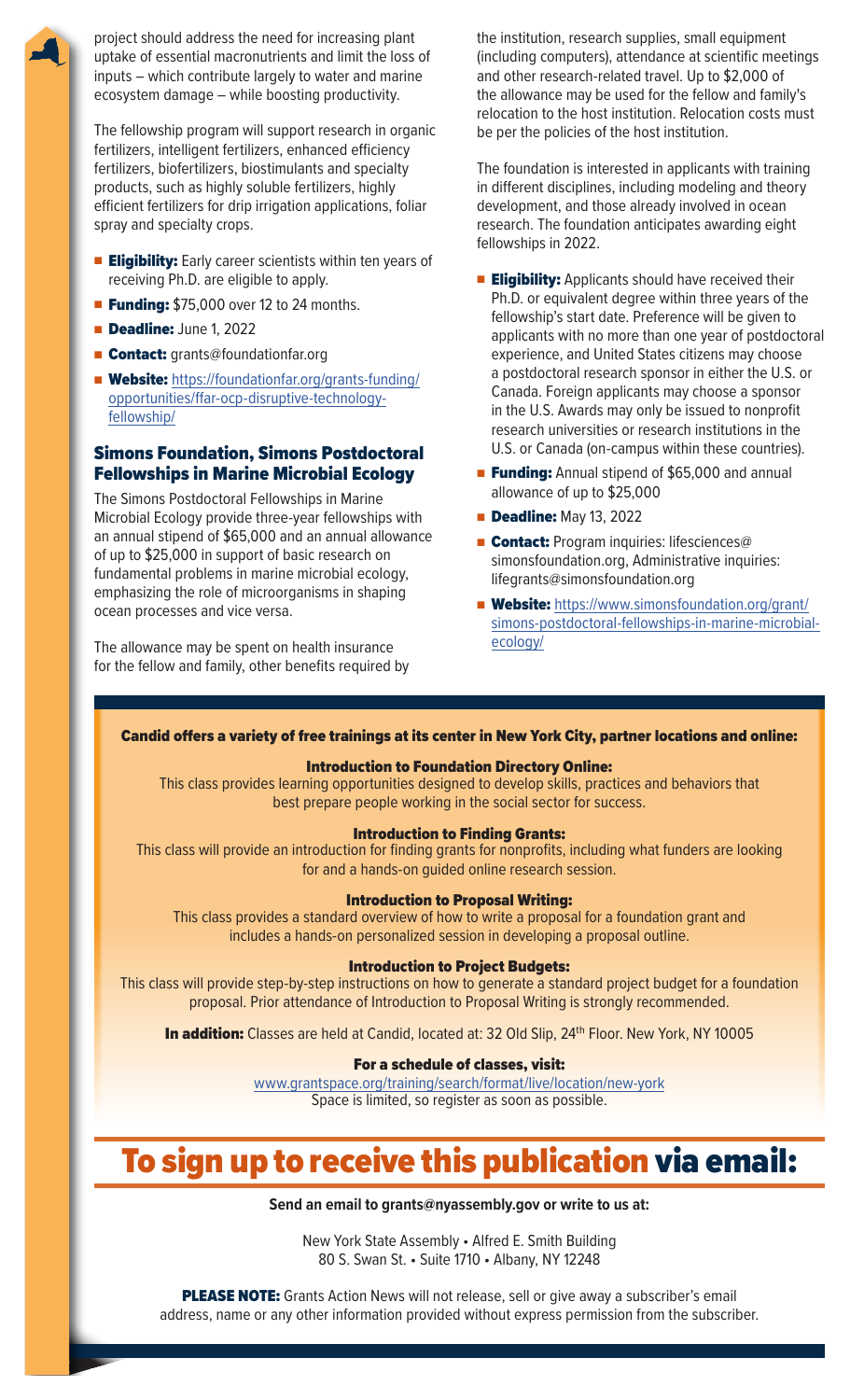project should address the need for increasing plant uptake of essential macronutrients and limit the loss of inputs – which contribute largely to water and marine ecosystem damage – while boosting productivity.

The fellowship program will support research in organic fertilizers, intelligent fertilizers, enhanced efficiency fertilizers, biofertilizers, biostimulants and specialty products, such as highly soluble fertilizers, highly efficient fertilizers for drip irrigation applications, foliar spray and specialty crops.

- **Eligibility:** Early career scientists within ten years of receiving Ph.D. are eligible to apply.
- **Funding:** $75,000 over 12 to 24 months.
- **Deadline:** June 1, 2022
- **Contact:** grants@foundationfar.org
- **Website:** https://foundationfar.org/grants-funding/opportunities/ffar-ocp-disruptive-technology-fellowship/

## Simons Foundation, Simons Postdoctoral Fellowships in Marine Microbial Ecology

The Simons Postdoctoral Fellowships in Marine Microbial Ecology provide three-year fellowships with an annual stipend of $65,000 and an annual allowance of up to $25,000 in support of basic research on fundamental problems in marine microbial ecology, emphasizing the role of microorganisms in shaping ocean processes and vice versa.

The allowance may be spent on health insurance for the fellow and family, other benefits required by the institution, research supplies, small equipment (including computers), attendance at scientific meetings and other research-related travel. Up to $2,000 of the allowance may be used for the fellow and family's relocation to the host institution. Relocation costs must be per the policies of the host institution.

The foundation is interested in applicants with training in different disciplines, including modeling and theory development, and those already involved in ocean research. The foundation anticipates awarding eight fellowships in 2022.

- **Eligibility:** Applicants should have received their Ph.D. or equivalent degree within three years of the fellowship's start date. Preference will be given to applicants with no more than one year of postdoctoral experience, and United States citizens may choose a postdoctoral research sponsor in either the U.S. or Canada. Foreign applicants may choose a sponsor in the U.S. Awards may only be issued to nonprofit research universities or research institutions in the U.S. or Canada (on-campus within these countries).
- **Funding:** Annual stipend of $65,000 and annual allowance of up to $25,000
- **Deadline:** May 13, 2022
- **Contact:** Program inquiries: lifesciences@simonsfoundation.org, Administrative inquiries: lifegrants@simonsfoundation.org
- **Website:** https://www.simonsfoundation.org/grant/simons-postdoctoral-fellowships-in-marine-microbial-ecology/

---

**Candid offers a variety of free trainings at its center in New York City, partner locations and online:**

**Introduction to Foundation Directory Online:**
This class provides learning opportunities designed to develop skills, practices and behaviors that best prepare people working in the social sector for success.

**Introduction to Finding Grants:**
This class will provide an introduction for finding grants for nonprofits, including what funders are looking for and a hands-on guided online research session.

**Introduction to Proposal Writing:**
This class provides a standard overview of how to write a proposal for a foundation grant and includes a hands-on personalized session in developing a proposal outline.

**Introduction to Project Budgets:**
This class will provide step-by-step instructions on how to generate a standard project budget for a foundation proposal. Prior attendance of Introduction to Proposal Writing is strongly recommended.

**In addition:** Classes are held at Candid, located at: 32 Old Slip, 24th Floor. New York, NY 10005

**For a schedule of classes, visit:**
www.grantspace.org/training/search/format/live/location/new-york
Space is limited, so register as soon as possible.

# To sign up to receive this publication via email:

**Send an email to grants@nyassembly.gov or write to us at:**

New York State Assembly • Alfred E. Smith Building
80 S. Swan St. • Suite 1710 • Albany, NY 12248

**PLEASE NOTE:** Grants Action News will not release, sell or give away a subscriber's email address, name or any other information provided without express permission from the subscriber.